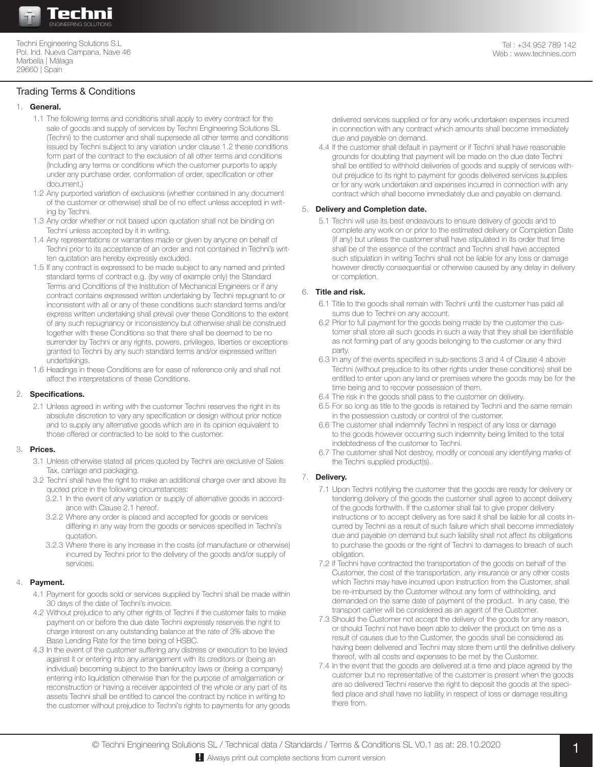Techni Engineering Solutions S.L
Pol. Ind. Nueva Campana, Nave 46
Marbella | Málaga
29660 | Spain

Tel : +34 952 789 142
Web : www.technies.com

# Trading Terms & Conditions

## 1. General.

1.1 The following terms and conditions shall apply to every contract for the sale of goods and supply of services by Techni Engineering Solutions SL (Techni) to the customer and shall supersede all other terms and conditions issued by Techni subject to any variation under clause 1.2 these conditions form part of the contract to the exclusion of all other terms and conditions (Including any terms or conditions which the customer purports to apply under any purchase order, conformation of order, specification or other document.)

1.2 Any purported variation of exclusions (whether contained in any document of the customer or otherwise) shall be of no effect unless accepted in writing by Techni.

1.3 Any order whether or not based upon quotation shall not be binding on Techni unless accepted by it in writing.

1.4 Any representations or warranties made or given by anyone on behalf of Techni prior to its acceptance of an order and not contained in Techni's written quotation are hereby expressly excluded.

1.5 If any contract is expressed to be made subject to any named and printed standard terms of contract e.g. (by way of example only) the Standard Terms and Conditions of the Institution of Mechanical Engineers or if any contract contains expressed written undertaking by Techni repugnant to or inconsistent with all or any of these conditions such standard terms and/or express written undertaking shall prevail over these Conditions to the extent of any such repugnancy or inconsistency but otherwise shall be construed together with these Conditions so that there shall be deemed to be no surrender by Techni or any rights, powers, privileges, liberties or exceptions granted to Techni by any such standard terms and/or expressed written undertakings.

1.6 Headings in these Conditions are for ease of reference only and shall not affect the interpretations of these Conditions.

## 2. Specifications.

2.1 Unless agreed in writing with the customer Techni reserves the right in its absolute discretion to vary any specification or design without prior notice and to supply any alternative goods which are in its opinion equivalent to those offered or contracted to be sold to the customer.

## 3. Prices.

3.1 Unless otherwise stated all prices quoted by Techni are exclusive of Sales Tax, carriage and packaging.

3.2 Techni shall have the right to make an additional charge over and above its quoted price in the following circumstances:

3.2.1 In the event of any variation or supply of alternative goods in accordance with Clause 2.1 hereof.

3.2.2 Where any order is placed and accepted for goods or services differing in any way from the goods or services specified in Techni's quotation.

3.2.3 Where there is any increase in the costs (of manufacture or otherwise) incurred by Techni prior to the delivery of the goods and/or supply of services.

## 4. Payment.

4.1 Payment for goods sold or services supplied by Techni shall be made within 30 days of the date of Techni's invoice.

4.2 Without prejudice to any other rights of Techni if the customer fails to make payment on or before the due date Techni expressly reserves the right to charge interest on any outstanding balance at the rate of 3% above the Base Lending Rate for the time being of HSBC.

4.3 In the event of the customer suffering any distress or execution to be levied against it or entering into any arrangement with its creditors or (being an individual) becoming subject to the bankruptcy laws or (being a company) entering into liquidation otherwise than for the purpose of amalgamation or reconstruction or having a receiver appointed of the whole or any part of its assets Techni shall be entitled to cancel the contract by notice in writing to the customer without prejudice to Techni's rights to payments for any goods delivered services supplied or for any work undertaken expenses incurred in connection with any contract which amounts shall become immediately due and payable on demand.

4.4 If the customer shall default in payment or if Techni shall have reasonable grounds for doubting that payment will be made on the due date Techni shall be entitled to withhold deliveries of goods and supply of services without prejudice to its right to payment for goods delivered services supplies or for any work undertaken and expenses incurred in connection with any contract which shall become immediately due and payable on demand.

## 5. Delivery and Completion date.

5.1 Techni will use its best endeavours to ensure delivery of goods and to complete any work on or prior to the estimated delivery or Completion Date (if any) but unless the customer shall have stipulated in its order that time shall be of the essence of the contract and Techni shall have accepted such stipulation in writing Techni shall not be liable for any loss or damage however directly consequential or otherwise caused by any delay in delivery or completion.

## 6. Title and risk.

6.1 Title to the goods shall remain with Techni until the customer has paid all sums due to Techni on any account.

6.2 Prior to full payment for the goods being made by the customer the customer shall store all such goods in such a way that they shall be identifiable as not forming part of any goods belonging to the customer or any third party.

6.3 In any of the events specified in sub-sections 3 and 4 of Clause 4 above Techni (without prejudice to its other rights under these conditions) shall be entitled to enter upon any land or premises where the goods may be for the time being and to recover possession of them.

6.4 The risk in the goods shall pass to the customer on delivery.

6.5 For so long as title to the goods is retained by Techni and the same remain in the possession custody or control of the customer.

6.6 The customer shall indemnify Techni in respect of any loss or damage to the goods however occurring such indemnity being limited to the total indebtedness of the customer to Techni.

6.7 The customer shall Not destroy, modify or conceal any identifying marks of the Techni supplied product(s).

## 7. Delivery.

7.1 Upon Techni notifying the customer that the goods are ready for delivery or tendering delivery of the goods the customer shall agree to accept delivery of the goods forthwith. If the customer shall fail to give proper delivery instructions or to accept delivery as fore said it shall be liable for all costs incurred by Techni as a result of such failure which shall become immediately due and payable on demand but such liability shall not affect its obligations to purchase the goods or the right of Techni to damages to breach of such obligation.

7.2 If Techni have contracted the transportation of the goods on behalf of the Customer, the cost of the transportation, any insurance or any other costs which Techni may have incurred upon instruction from the Customer, shall be re-imbursed by the Customer without any form of withholding, and demanded on the same date of payment of the product. In any case, the transport carrier will be considered as an agent of the Customer.

7.3 Should the Customer not accept the delivery of the goods for any reason, or should Techni not have been able to deliver the product on time as a result of causes due to the Customer, the goods shall be considered as having been delivered and Techni may store them until the definitive delivery thereof, with all costs and expenses to be met by the Customer.

7.4 In the event that the goods are delivered at a time and place agreed by the customer but no representative of the customer is present when the goods are so delivered Techni reserve the right to deposit the goods at the specified place and shall have no liability in respect of loss or damage resulting there from.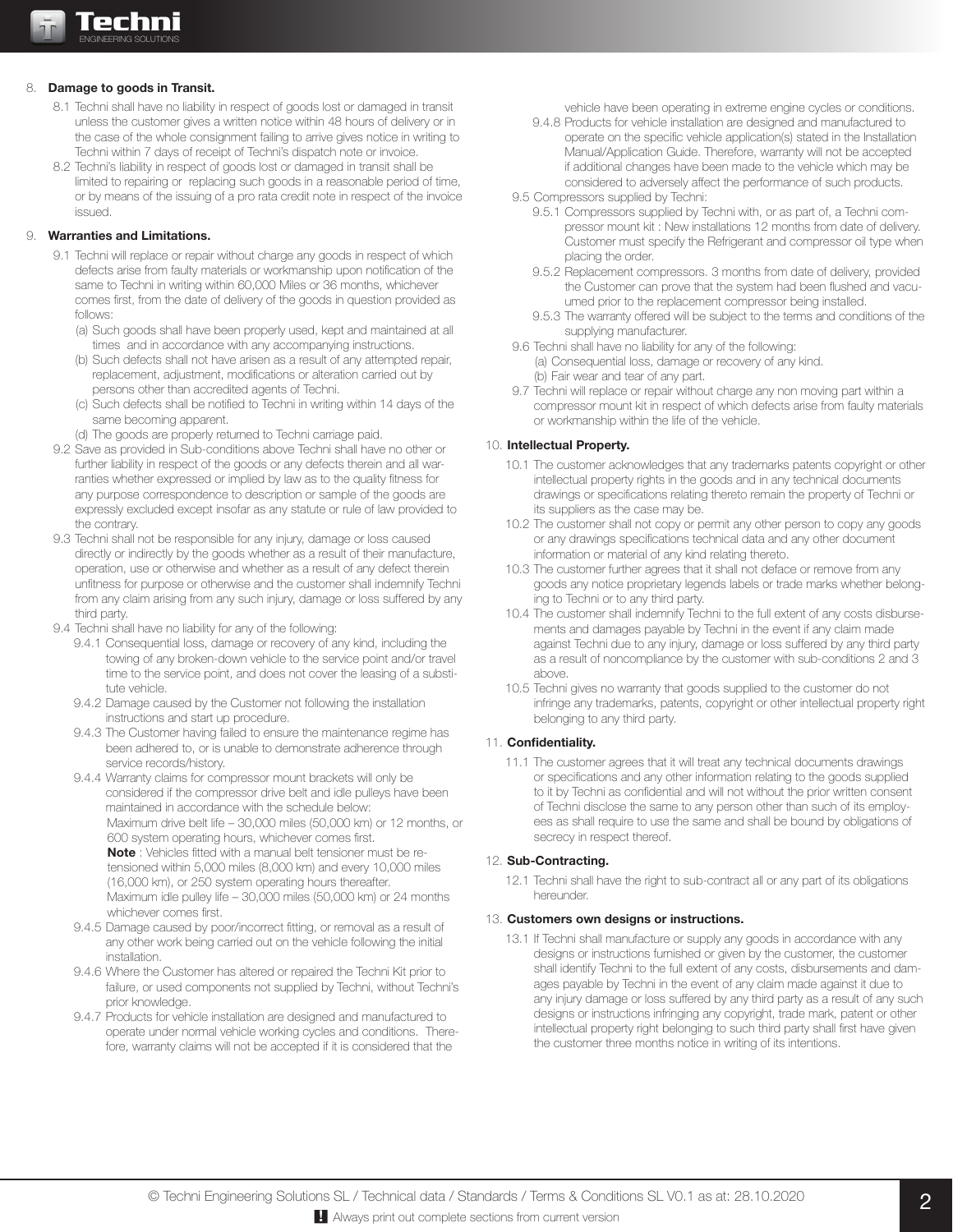## 8. **Damage to goods in Transit.**

8.1 Techni shall have no liability in respect of goods lost or damaged in transit unless the customer gives a written notice within 48 hours of delivery or in the case of the whole consignment failing to arrive gives notice in writing to Techni within 7 days of receipt of Techni's dispatch note or invoice.

8.2 Techni's liability in respect of goods lost or damaged in transit shall be limited to repairing or replacing such goods in a reasonable period of time, or by means of the issuing of a pro rata credit note in respect of the invoice issued.

## 9. **Warranties and Limitations.**

9.1 Techni will replace or repair without charge any goods in respect of which defects arise from faulty materials or workmanship upon notification of the same to Techni in writing within 60,000 Miles or 36 months, whichever comes first, from the date of delivery of the goods in question provided as follows:

(a) Such goods shall have been properly used, kept and maintained at all times and in accordance with any accompanying instructions.

(b) Such defects shall not have arisen as a result of any attempted repair, replacement, adjustment, modifications or alteration carried out by persons other than accredited agents of Techni.

(c) Such defects shall be notified to Techni in writing within 14 days of the same becoming apparent.

(d) The goods are properly returned to Techni carriage paid.

9.2 Save as provided in Sub-conditions above Techni shall have no other or further liability in respect of the goods or any defects therein and all warranties whether expressed or implied by law as to the quality fitness for any purpose correspondence to description or sample of the goods are expressly excluded except insofar as any statute or rule of law provided to the contrary.

9.3 Techni shall not be responsible for any injury, damage or loss caused directly or indirectly by the goods whether as a result of their manufacture, operation, use or otherwise and whether as a result of any defect therein unfitness for purpose or otherwise and the customer shall indemnify Techni from any claim arising from any such injury, damage or loss suffered by any third party.

9.4 Techni shall have no liability for any of the following:

9.4.1 Consequential loss, damage or recovery of any kind, including the towing of any broken-down vehicle to the service point and/or travel time to the service point, and does not cover the leasing of a substitute vehicle.

9.4.2 Damage caused by the Customer not following the installation instructions and start up procedure.

9.4.3 The Customer having failed to ensure the maintenance regime has been adhered to, or is unable to demonstrate adherence through service records/history.

9.4.4 Warranty claims for compressor mount brackets will only be considered if the compressor drive belt and idle pulleys have been maintained in accordance with the schedule below:
Maximum drive belt life – 30,000 miles (50,000 km) or 12 months, or 600 system operating hours, whichever comes first.
**Note** : Vehicles fitted with a manual belt tensioner must be re-tensioned within 5,000 miles (8,000 km) and every 10,000 miles (16,000 km), or 250 system operating hours thereafter.
Maximum idle pulley life – 30,000 miles (50,000 km) or 24 months whichever comes first.

9.4.5 Damage caused by poor/incorrect fitting, or removal as a result of any other work being carried out on the vehicle following the initial installation.

9.4.6 Where the Customer has altered or repaired the Techni Kit prior to failure, or used components not supplied by Techni, without Techni's prior knowledge.

9.4.7 Products for vehicle installation are designed and manufactured to operate under normal vehicle working cycles and conditions. Therefore, warranty claims will not be accepted if it is considered that the vehicle have been operating in extreme engine cycles or conditions.

9.4.8 Products for vehicle installation are designed and manufactured to operate on the specific vehicle application(s) stated in the Installation Manual/Application Guide. Therefore, warranty will not be accepted if additional changes have been made to the vehicle which may be considered to adversely affect the performance of such products.

9.5 Compressors supplied by Techni:

9.5.1 Compressors supplied by Techni with, or as part of, a Techni compressor mount kit : New installations 12 months from date of delivery. Customer must specify the Refrigerant and compressor oil type when placing the order.

9.5.2 Replacement compressors. 3 months from date of delivery, provided the Customer can prove that the system had been flushed and vacuumed prior to the replacement compressor being installed.

9.5.3 The warranty offered will be subject to the terms and conditions of the supplying manufacturer.

9.6 Techni shall have no liability for any of the following:

(a) Consequential loss, damage or recovery of any kind.

(b) Fair wear and tear of any part.

9.7 Techni will replace or repair without charge any non moving part within a compressor mount kit in respect of which defects arise from faulty materials or workmanship within the life of the vehicle.

## 10. **Intellectual Property.**

10.1 The customer acknowledges that any trademarks patents copyright or other intellectual property rights in the goods and in any technical documents drawings or specifications relating thereto remain the property of Techni or its suppliers as the case may be.

10.2 The customer shall not copy or permit any other person to copy any goods or any drawings specifications technical data and any other document information or material of any kind relating thereto.

10.3 The customer further agrees that it shall not deface or remove from any goods any notice proprietary legends labels or trade marks whether belonging to Techni or to any third party.

10.4 The customer shall indemnify Techni to the full extent of any costs disbursements and damages payable by Techni in the event if any claim made against Techni due to any injury, damage or loss suffered by any third party as a result of noncompliance by the customer with sub-conditions 2 and 3 above.

10.5 Techni gives no warranty that goods supplied to the customer do not infringe any trademarks, patents, copyright or other intellectual property right belonging to any third party.

## 11. **Confidentiality.**

11.1 The customer agrees that it will treat any technical documents drawings or specifications and any other information relating to the goods supplied to it by Techni as confidential and will not without the prior written consent of Techni disclose the same to any person other than such of its employees as shall require to use the same and shall be bound by obligations of secrecy in respect thereof.

## 12. **Sub-Contracting.**

12.1 Techni shall have the right to sub-contract all or any part of its obligations hereunder.

## 13. **Customers own designs or instructions.**

13.1 If Techni shall manufacture or supply any goods in accordance with any designs or instructions furnished or given by the customer, the customer shall identify Techni to the full extent of any costs, disbursements and damages payable by Techni in the event of any claim made against it due to any injury damage or loss suffered by any third party as a result of any such designs or instructions infringing any copyright, trade mark, patent or other intellectual property right belonging to such third party shall first have given the customer three months notice in writing of its intentions.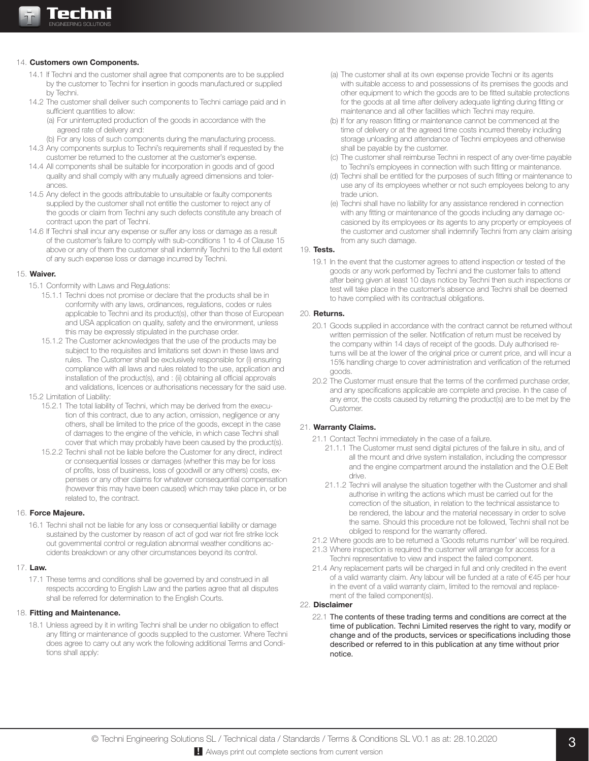## 14. Customers own Components.

14.1 If Techni and the customer shall agree that components are to be supplied by the customer to Techni for insertion in goods manufactured or supplied by Techni.

14.2 The customer shall deliver such components to Techni carriage paid and in sufficient quantities to allow:

(a) For uninterrupted production of the goods in accordance with the agreed rate of delivery and:

(b) For any loss of such components during the manufacturing process.

14.3 Any components surplus to Techni's requirements shall if requested by the customer be returned to the customer at the customer's expense.

14.4 All components shall be suitable for incorporation in goods and of good quality and shall comply with any mutually agreed dimensions and tolerances.

14.5 Any defect in the goods attributable to unsuitable or faulty components supplied by the customer shall not entitle the customer to reject any of the goods or claim from Techni any such defects constitute any breach of contract upon the part of Techni.

14.6 If Techni shall incur any expense or suffer any loss or damage as a result of the customer's failure to comply with sub-conditions 1 to 4 of Clause 15 above or any of them the customer shall indemnify Techni to the full extent of any such expense loss or damage incurred by Techni.

## 15. Waiver.

15.1 Conformity with Laws and Regulations:

15.1.1 Techni does not promise or declare that the products shall be in conformity with any laws, ordinances, regulations, codes or rules applicable to Techni and its product(s), other than those of European and USA application on quality, safety and the environment, unless this may be expressly stipulated in the purchase order.

15.1.2 The Customer acknowledges that the use of the products may be subject to the requisites and limitations set down in these laws and rules. The Customer shall be exclusively responsible for (i) ensuring compliance with all laws and rules related to the use, application and installation of the product(s), and : (ii) obtaining all official approvals and validations, licences or authorisations necessary for the said use.

15.2 Limitation of Liability:

15.2.1 The total liability of Techni, which may be derived from the execution of this contract, due to any action, omission, negligence or any others, shall be limited to the price of the goods, except in the case of damages to the engine of the vehicle, in which case Techni shall cover that which may probably have been caused by the product(s).

15.2.2 Techni shall not be liable before the Customer for any direct, indirect or consequential losses or damages (whether this may be for loss of profits, loss of business, loss of goodwill or any others) costs, expenses or any other claims for whatever consequential compensation (however this may have been caused) which may take place in, or be related to, the contract.

## 16. Force Majeure.

16.1 Techni shall not be liable for any loss or consequential liability or damage sustained by the customer by reason of act of god war riot fire strike lock out governmental control or regulation abnormal weather conditions accidents breakdown or any other circumstances beyond its control.

## 17. Law.

17.1 These terms and conditions shall be governed by and construed in all respects according to English Law and the parties agree that all disputes shall be referred for determination to the English Courts.

## 18. Fitting and Maintenance.

18.1 Unless agreed by it in writing Techni shall be under no obligation to effect any fitting or maintenance of goods supplied to the customer. Where Techni does agree to carry out any work the following additional Terms and Conditions shall apply:

(a) The customer shall at its own expense provide Techni or its agents with suitable access to and possessions of its premises the goods and other equipment to which the goods are to be fitted suitable protections for the goods at all time after delivery adequate lighting during fitting or maintenance and all other facilities which Techni may require.

(b) If for any reason fitting or maintenance cannot be commenced at the time of delivery or at the agreed time costs incurred thereby including storage unloading and attendance of Techni employees and otherwise shall be payable by the customer.

(c) The customer shall reimburse Techni in respect of any over-time payable to Techni's employees in connection with such fitting or maintenance.

(d) Techni shall be entitled for the purposes of such fitting or maintenance to use any of its employees whether or not such employees belong to any trade union.

(e) Techni shall have no liability for any assistance rendered in connection with any fitting or maintenance of the goods including any damage occasioned by its employees or its agents to any property or employees of the customer and customer shall indemnify Techni from any claim arising from any such damage.

## 19. Tests.

19.1 In the event that the customer agrees to attend inspection or tested of the goods or any work performed by Techni and the customer fails to attend after being given at least 10 days notice by Techni then such inspections or test will take place in the customer's absence and Techni shall be deemed to have complied with its contractual obligations.

## 20. Returns.

20.1 Goods supplied in accordance with the contract cannot be returned without written permission of the seller. Notification of return must be received by the company within 14 days of receipt of the goods. Duly authorised returns will be at the lower of the original price or current price, and will incur a 15% handling charge to cover administration and verification of the returned goods.

20.2 The Customer must ensure that the terms of the confirmed purchase order, and any specifications applicable are complete and precise. In the case of any error, the costs caused by returning the product(s) are to be met by the Customer.

## 21. Warranty Claims.

21.1 Contact Techni immediately in the case of a failure.

21.1.1 The Customer must send digital pictures of the failure in situ, and of all the mount and drive system installation, including the compressor and the engine compartment around the installation and the O.E Belt drive.

21.1.2 Techni will analyse the situation together with the Customer and shall authorise in writing the actions which must be carried out for the correction of the situation, in relation to the technical assistance to be rendered, the labour and the material necessary in order to solve the same. Should this procedure not be followed, Techni shall not be obliged to respond for the warranty offered.

21.2 Where goods are to be returned a 'Goods returns number' will be required.

21.3 Where inspection is required the customer will arrange for access for a Techni representative to view and inspect the failed component.

21.4 Any replacement parts will be charged in full and only credited in the event of a valid warranty claim. Any labour will be funded at a rate of €45 per hour in the event of a valid warranty claim, limited to the removal and replacement of the failed component(s).

## 22. Disclaimer

22.1 The contents of these trading terms and conditions are correct at the time of publication. Techni Limited reserves the right to vary, modify or change and of the products, services or specifications including those described or referred to in this publication at any time without prior notice.